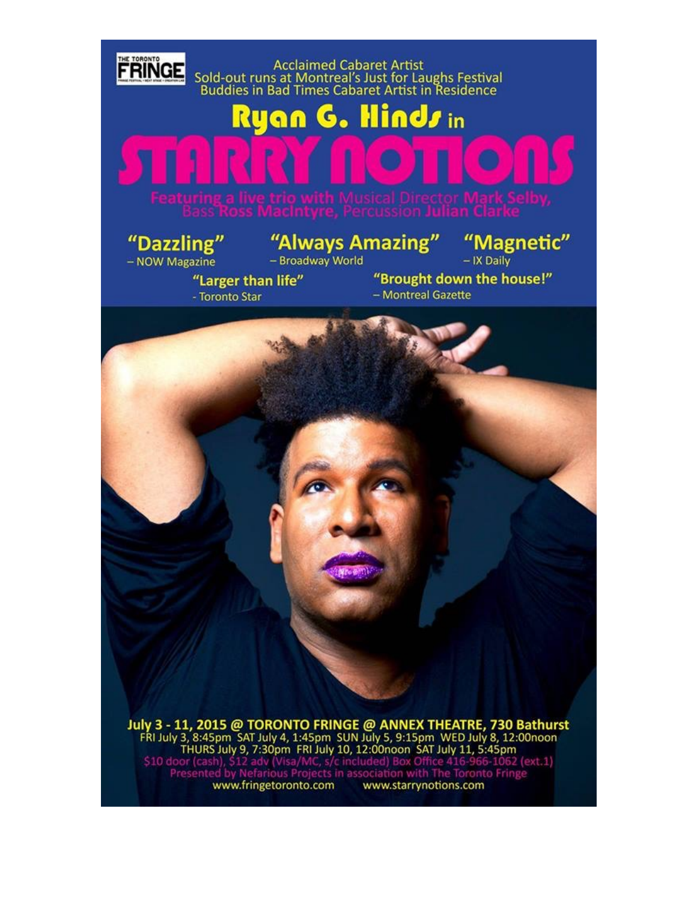THE TORONTO FRINGE

Acclaimed Cabaret Artist
Sold-out runs at Montreal's Just for Laughs Festival
Buddies in Bad Times Cabaret Artist in Residence

# Ryan G. Hinds in

# STARRY NOTIONS

Featuring a live trio with Musical Director **Mark Selby**, Bass **Ross MacIntyre**, Percussion **Julian Clarke**

**"Dazzling"** – NOW Magazine

**"Always Amazing"** – Broadway World

**"Magnetic"** – IX Daily

**"Larger than life"** - Toronto Star

**"Brought down the house!"** – Montreal Gazette

**July 3 - 11, 2015 @ TORONTO FRINGE @ ANNEX THEATRE, 730 Bathurst**

FRI July 3, 8:45pm SAT July 4, 1:45pm SUN July 5, 9:15pm WED July 8, 12:00noon
THURS July 9, 7:30pm FRI July 10, 12:00noon SAT July 11, 5:45pm

$10 door (cash), $12 adv (Visa/MC, s/c included) Box Office 416-966-1062 (ext.1)

Presented by Nefarious Projects in association with The Toronto Fringe

www.fringetoronto.com www.starrynotions.com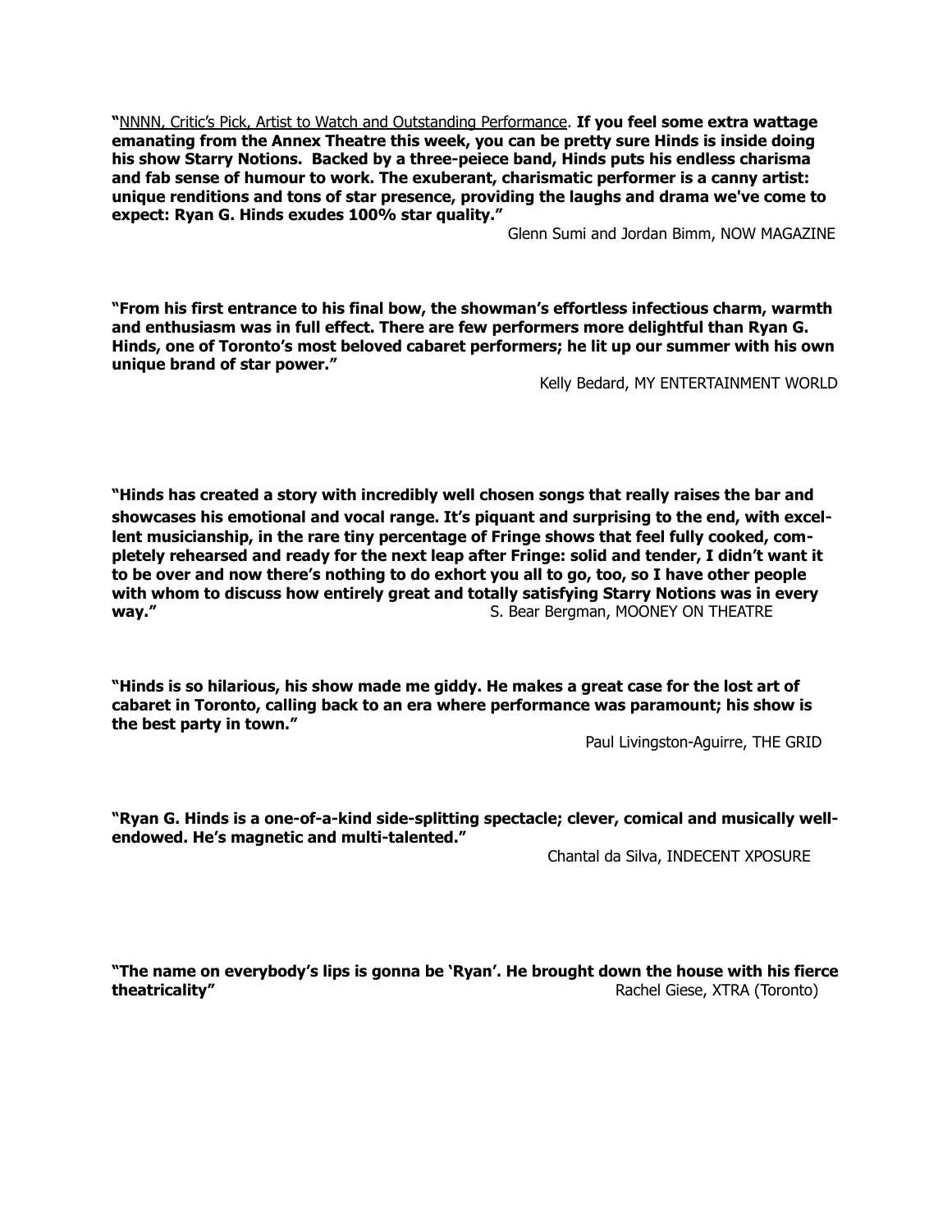**"**NNNN, Critic's Pick, Artist to Watch and Outstanding Performance. **If you feel some extra wattage emanating from the Annex Theatre this week, you can be pretty sure Hinds is inside doing his show Starry Notions. Backed by a three-peiece band, Hinds puts his endless charisma and fab sense of humour to work. The exuberant, charismatic performer is a canny artist: unique renditions and tons of star presence, providing the laughs and drama we've come to expect: Ryan G. Hinds exudes 100% star quality."**

Glenn Sumi and Jordan Bimm, NOW MAGAZINE

**"From his first entrance to his final bow, the showman's effortless infectious charm, warmth and enthusiasm was in full effect. There are few performers more delightful than Ryan G. Hinds, one of Toronto's most beloved cabaret performers; he lit up our summer with his own unique brand of star power."**

Kelly Bedard, MY ENTERTAINMENT WORLD

**"Hinds has created a story with incredibly well chosen songs that really raises the bar and showcases his emotional and vocal range. It's piquant and surprising to the end, with excellent musicianship, in the rare tiny percentage of Fringe shows that feel fully cooked, completely rehearsed and ready for the next leap after Fringe: solid and tender, I didn't want it to be over and now there's nothing to do exhort you all to go, too, so I have other people with whom to discuss how entirely great and totally satisfying Starry Notions was in every way."**

S. Bear Bergman, MOONEY ON THEATRE

**"Hinds is so hilarious, his show made me giddy. He makes a great case for the lost art of cabaret in Toronto, calling back to an era where performance was paramount; his show is the best party in town."**

Paul Livingston-Aguirre, THE GRID

**"Ryan G. Hinds is a one-of-a-kind side-splitting spectacle; clever, comical and musically well-endowed. He's magnetic and multi-talented."**

Chantal da Silva, INDECENT XPOSURE

**"The name on everybody's lips is gonna be 'Ryan'. He brought down the house with his fierce theatricality"**

Rachel Giese, XTRA (Toronto)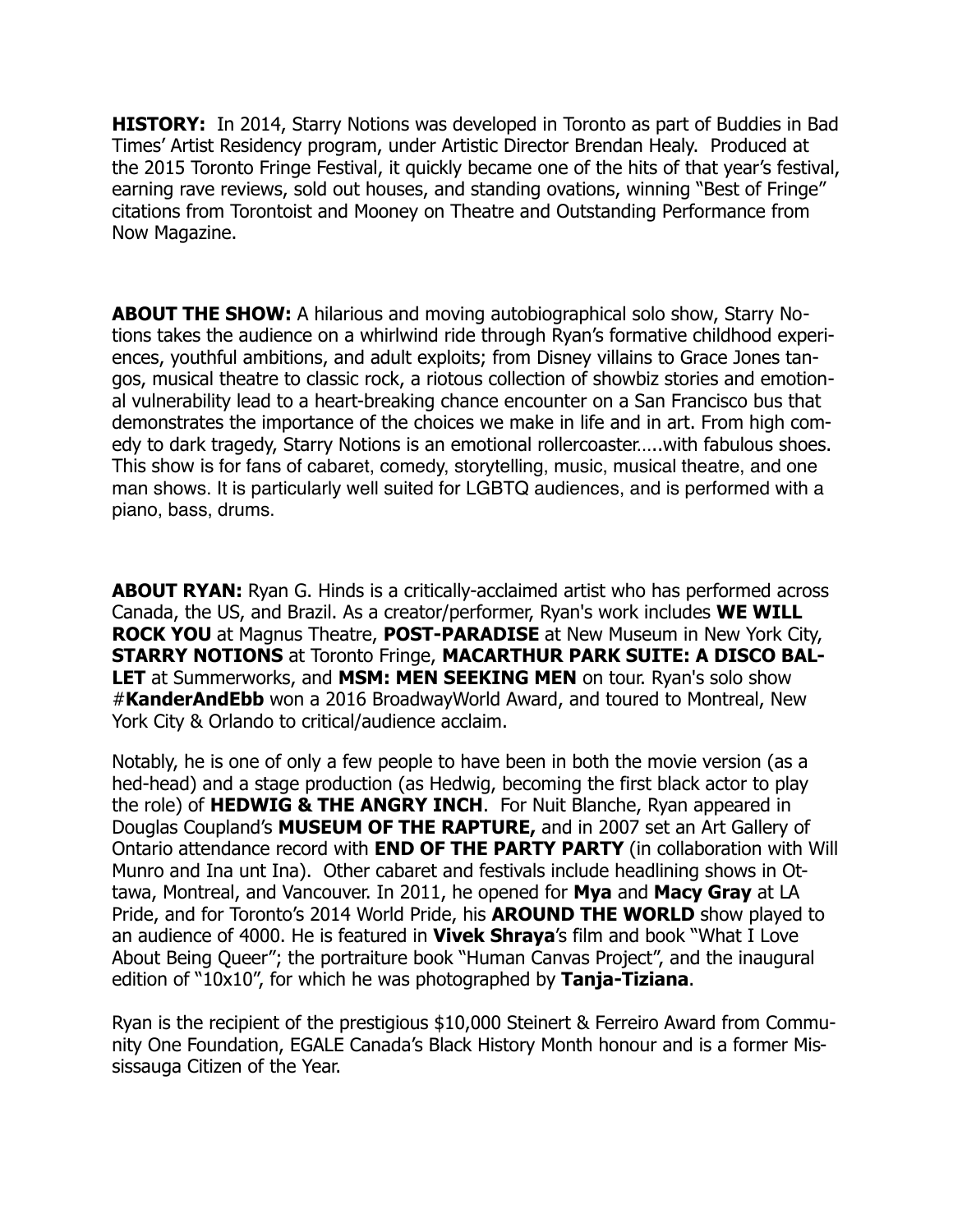**HISTORY:** In 2014, Starry Notions was developed in Toronto as part of Buddies in Bad Times' Artist Residency program, under Artistic Director Brendan Healy. Produced at the 2015 Toronto Fringe Festival, it quickly became one of the hits of that year's festival, earning rave reviews, sold out houses, and standing ovations, winning "Best of Fringe" citations from Torontoist and Mooney on Theatre and Outstanding Performance from Now Magazine.

**ABOUT THE SHOW:** A hilarious and moving autobiographical solo show, Starry Notions takes the audience on a whirlwind ride through Ryan's formative childhood experiences, youthful ambitions, and adult exploits; from Disney villains to Grace Jones tangos, musical theatre to classic rock, a riotous collection of showbiz stories and emotional vulnerability lead to a heart-breaking chance encounter on a San Francisco bus that demonstrates the importance of the choices we make in life and in art. From high comedy to dark tragedy, Starry Notions is an emotional rollercoaster.....with fabulous shoes. This show is for fans of cabaret, comedy, storytelling, music, musical theatre, and one man shows. It is particularly well suited for LGBTQ audiences, and is performed with a piano, bass, drums.

**ABOUT RYAN:** Ryan G. Hinds is a critically-acclaimed artist who has performed across Canada, the US, and Brazil. As a creator/performer, Ryan's work includes **WE WILL ROCK YOU** at Magnus Theatre, **POST-PARADISE** at New Museum in New York City, **STARRY NOTIONS** at Toronto Fringe, **MACARTHUR PARK SUITE: A DISCO BALLET** at Summerworks, and **MSM: MEN SEEKING MEN** on tour. Ryan's solo show #**KanderAndEbb** won a 2016 BroadwayWorld Award, and toured to Montreal, New York City & Orlando to critical/audience acclaim.

Notably, he is one of only a few people to have been in both the movie version (as a hed-head) and a stage production (as Hedwig, becoming the first black actor to play the role) of **HEDWIG & THE ANGRY INCH**. For Nuit Blanche, Ryan appeared in Douglas Coupland's **MUSEUM OF THE RAPTURE,** and in 2007 set an Art Gallery of Ontario attendance record with **END OF THE PARTY PARTY** (in collaboration with Will Munro and Ina unt Ina). Other cabaret and festivals include headlining shows in Ottawa, Montreal, and Vancouver. In 2011, he opened for **Mya** and **Macy Gray** at LA Pride, and for Toronto's 2014 World Pride, his **AROUND THE WORLD** show played to an audience of 4000. He is featured in **Vivek Shraya**'s film and book "What I Love About Being Queer"; the portraiture book "Human Canvas Project", and the inaugural edition of "10x10", for which he was photographed by **Tanja-Tiziana**.

Ryan is the recipient of the prestigious $10,000 Steinert & Ferreiro Award from Community One Foundation, EGALE Canada's Black History Month honour and is a former Mississauga Citizen of the Year.